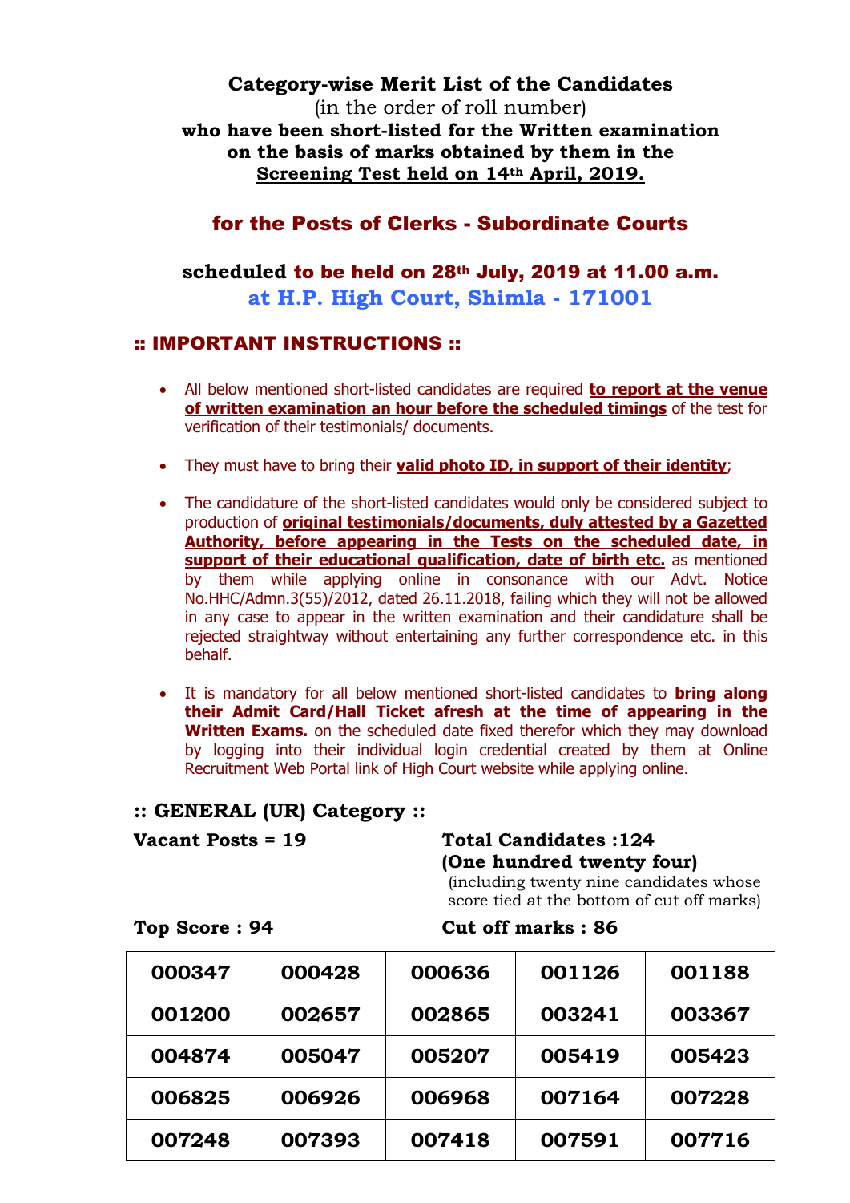**Category-wise Merit List of the Candidates**
(in the order of roll number)
**who have been short-listed for the Written examination on the basis of marks obtained by them in the Screening Test held on 14th April, 2019.**

## for the Posts of Clerks - Subordinate Courts

### scheduled to be held on 28th July, 2019 at 11.00 a.m. at H.P. High Court, Shimla - 171001

## :: IMPORTANT INSTRUCTIONS ::

- All below mentioned short-listed candidates are required **to report at the venue of written examination an hour before the scheduled timings** of the test for verification of their testimonials/ documents.
- They must have to bring their **valid photo ID, in support of their identity**;
- The candidature of the short-listed candidates would only be considered subject to production of **original testimonials/documents, duly attested by a Gazetted Authority, before appearing in the Tests on the scheduled date, in support of their educational qualification, date of birth etc.** as mentioned by them while applying online in consonance with our Advt. Notice No.HHC/Admn.3(55)/2012, dated 26.11.2018, failing which they will not be allowed in any case to appear in the written examination and their candidature shall be rejected straightway without entertaining any further correspondence etc. in this behalf.
- It is mandatory for all below mentioned short-listed candidates to **bring along their Admit Card/Hall Ticket afresh at the time of appearing in the Written Exams.** on the scheduled date fixed therefor which they may download by logging into their individual login credential created by them at Online Recruitment Web Portal link of High Court website while applying online.

### :: GENERAL (UR) Category ::

**Vacant Posts = 19**

**Total Candidates :124 (One hundred twenty four)**
(including twenty nine candidates whose score tied at the bottom of cut off marks)

**Top Score : 94**

**Cut off marks : 86**

| | | | | |
|---|---|---|---|---|
| 000347 | 000428 | 000636 | 001126 | 001188 |
| 001200 | 002657 | 002865 | 003241 | 003367 |
| 004874 | 005047 | 005207 | 005419 | 005423 |
| 006825 | 006926 | 006968 | 007164 | 007228 |
| 007248 | 007393 | 007418 | 007591 | 007716 |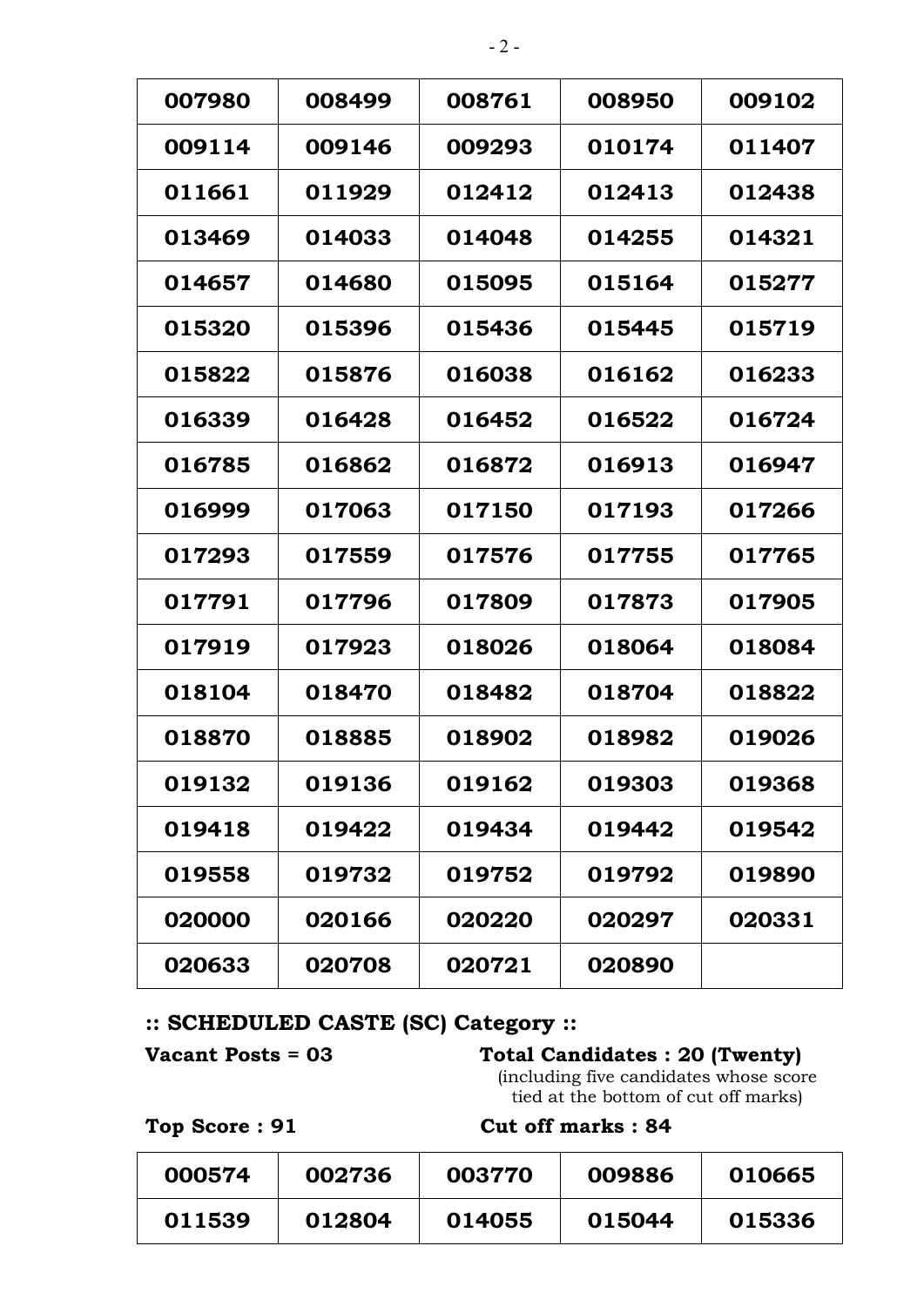| | | | | |
|---|---|---|---|---|
| 007980 | 008499 | 008761 | 008950 | 009102 |
| 009114 | 009146 | 009293 | 010174 | 011407 |
| 011661 | 011929 | 012412 | 012413 | 012438 |
| 013469 | 014033 | 014048 | 014255 | 014321 |
| 014657 | 014680 | 015095 | 015164 | 015277 |
| 015320 | 015396 | 015436 | 015445 | 015719 |
| 015822 | 015876 | 016038 | 016162 | 016233 |
| 016339 | 016428 | 016452 | 016522 | 016724 |
| 016785 | 016862 | 016872 | 016913 | 016947 |
| 016999 | 017063 | 017150 | 017193 | 017266 |
| 017293 | 017559 | 017576 | 017755 | 017765 |
| 017791 | 017796 | 017809 | 017873 | 017905 |
| 017919 | 017923 | 018026 | 018064 | 018084 |
| 018104 | 018470 | 018482 | 018704 | 018822 |
| 018870 | 018885 | 018902 | 018982 | 019026 |
| 019132 | 019136 | 019162 | 019303 | 019368 |
| 019418 | 019422 | 019434 | 019442 | 019542 |
| 019558 | 019732 | 019752 | 019792 | 019890 |
| 020000 | 020166 | 020220 | 020297 | 020331 |
| 020633 | 020708 | 020721 | 020890 | |

**:: SCHEDULED CASTE (SC) Category ::**

**Vacant Posts = 03**

**Total Candidates : 20 (Twenty)**
(including five candidates whose score tied at the bottom of cut off marks)

**Top Score : 91**

**Cut off marks : 84**

| | | | | |
|---|---|---|---|---|
| 000574 | 002736 | 003770 | 009886 | 010665 |
| 011539 | 012804 | 014055 | 015044 | 015336 |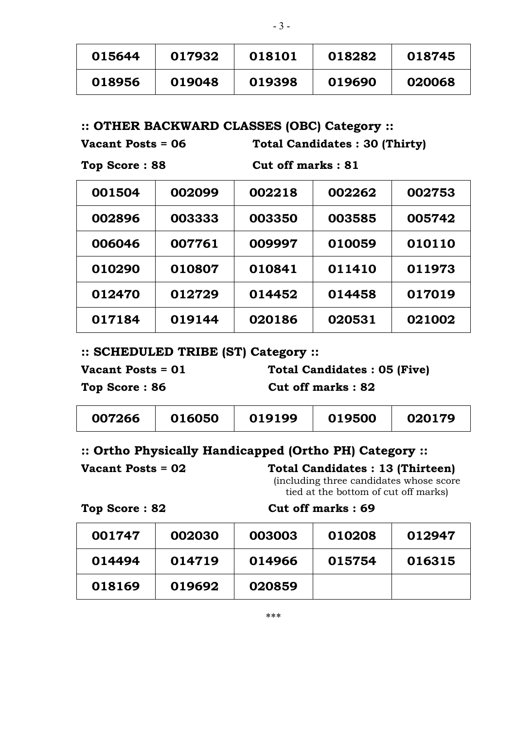| | | | | |
|---|---|---|---|---|
| 015644 | 017932 | 018101 | 018282 | 018745 |
| 018956 | 019048 | 019398 | 019690 | 020068 |

**:: OTHER BACKWARD CLASSES (OBC) Category ::**

**Vacant Posts = 06** **Total Candidates : 30 (Thirty)**

**Top Score : 88** **Cut off marks : 81**

| | | | | |
|---|---|---|---|---|
| 001504 | 002099 | 002218 | 002262 | 002753 |
| 002896 | 003333 | 003350 | 003585 | 005742 |
| 006046 | 007761 | 009997 | 010059 | 010110 |
| 010290 | 010807 | 010841 | 011410 | 011973 |
| 012470 | 012729 | 014452 | 014458 | 017019 |
| 017184 | 019144 | 020186 | 020531 | 021002 |

**:: SCHEDULED TRIBE (ST) Category ::**

**Vacant Posts = 01** **Total Candidates : 05 (Five)**

**Top Score : 86** **Cut off marks : 82**

| | | | | |
|---|---|---|---|---|
| 007266 | 016050 | 019199 | 019500 | 020179 |

**:: Ortho Physically Handicapped (Ortho PH) Category ::**

**Vacant Posts = 02** **Total Candidates : 13 (Thirteen)** (including three candidates whose score tied at the bottom of cut off marks)

**Top Score : 82** **Cut off marks : 69**

| | | | | |
|---|---|---|---|---|
| 001747 | 002030 | 003003 | 010208 | 012947 |
| 014494 | 014719 | 014966 | 015754 | 016315 |
| 018169 | 019692 | 020859 | | |

\*\*\*